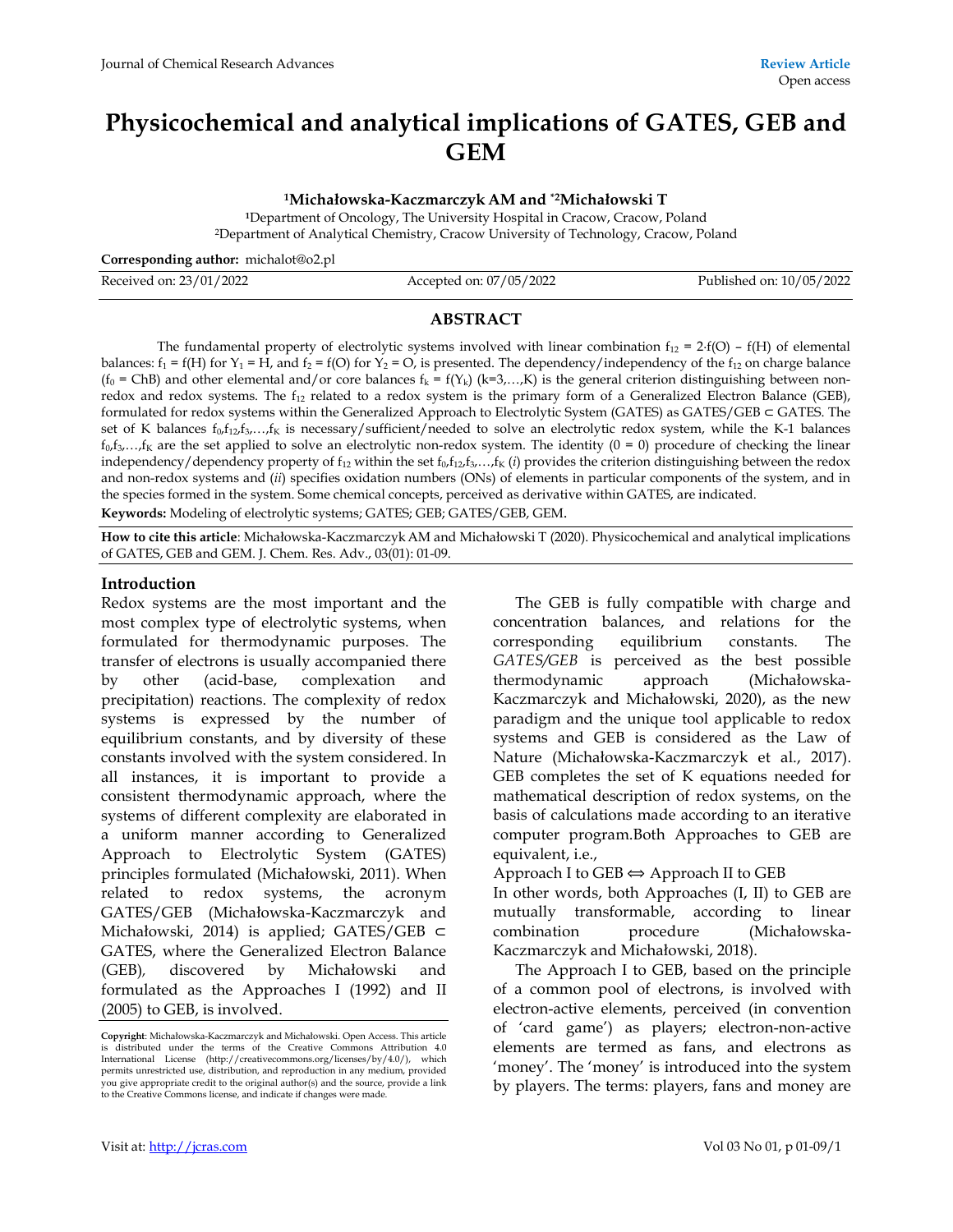Review Article

Open access

# Physicochemical and analytical implications of GATES, GEB and GEM

**[1]Michałowska-Kaczmarczyk AM and [*2]Michałowski T**

[1]Department of Oncology, The University Hospital in Cracow, Cracow, Poland

[2]Department of Analytical Chemistry, Cracow University of Technology, Cracow, Poland

**Corresponding author:** michalot@o2.pl

Received on: 23/01/2022 | Accepted on: 07/05/2022 | Published on: 10/05/2022

## ABSTRACT

The fundamental property of electrolytic systems involved with linear combination $f_{12} = 2 \cdot f(O) - f(H)$ of elemental balances: $f_1 = f(H)$ for $Y_1 = H$, and $f_2 = f(O)$ for $Y_2 = O$, is presented. The dependency/independency of the $f_{12}$ on charge balance ($f_0$ = ChB) and other elemental and/or core balances $f_k = f(Y_k)$ (k=3,…,K) is the general criterion distinguishing between non-redox and redox systems. The $f_{12}$ related to a redox system is the primary form of a Generalized Electron Balance (GEB), formulated for redox systems within the Generalized Approach to Electrolytic System (GATES) as GATES/GEB ⊂ GATES. The set of K balances $f_0,f_{12},f_3,…,f_K$ is necessary/sufficient/needed to solve an electrolytic redox system, while the K-1 balances $f_0,f_3,…,f_K$ are the set applied to solve an electrolytic non-redox system. The identity (0 = 0) procedure of checking the linear independency/dependency property of $f_{12}$ within the set $f_0,f_{12},f_3,…,f_K$ (*i*) provides the criterion distinguishing between the redox and non-redox systems and (*ii*) specifies oxidation numbers (ONs) of elements in particular components of the system, and in the species formed in the system. Some chemical concepts, perceived as derivative within GATES, are indicated.

**Keywords:** Modeling of electrolytic systems; GATES; GEB; GATES/GEB, GEM.

**How to cite this article**: Michałowska-Kaczmarczyk AM and Michałowski T (2020). Physicochemical and analytical implications of GATES, GEB and GEM. J. Chem. Res. Adv., 03(01): 01-09.

## Introduction

Redox systems are the most important and the most complex type of electrolytic systems, when formulated for thermodynamic purposes. The transfer of electrons is usually accompanied there by other (acid-base, complexation and precipitation) reactions. The complexity of redox systems is expressed by the number of equilibrium constants, and by diversity of these constants involved with the system considered. In all instances, it is important to provide a consistent thermodynamic approach, where the systems of different complexity are elaborated in a uniform manner according to Generalized Approach to Electrolytic System (GATES) principles formulated (Michałowski, 2011). When related to redox systems, the acronym GATES/GEB (Michałowska-Kaczmarczyk and Michałowski, 2014) is applied; GATES/GEB ⊂ GATES, where the Generalized Electron Balance (GEB), discovered by Michałowski and formulated as the Approaches I (1992) and II (2005) to GEB, is involved.

The GEB is fully compatible with charge and concentration balances, and relations for the corresponding equilibrium constants. The *GATES/GEB* is perceived as the best possible thermodynamic approach (Michałowska-Kaczmarczyk and Michałowski, 2020), as the new paradigm and the unique tool applicable to redox systems and GEB is considered as the Law of Nature (Michałowska-Kaczmarczyk et al., 2017). GEB completes the set of K equations needed for mathematical description of redox systems, on the basis of calculations made according to an iterative computer program.Both Approaches to GEB are equivalent, i.e.,

Approach I to GEB ⇔ Approach II to GEB

In other words, both Approaches (I, II) to GEB are mutually transformable, according to linear combination procedure (Michałowska-Kaczmarczyk and Michałowski, 2018).

The Approach I to GEB, based on the principle of a common pool of electrons, is involved with electron-active elements, perceived (in convention of 'card game') as players; electron-non-active elements are termed as fans, and electrons as 'money'. The 'money' is introduced into the system by players. The terms: players, fans and money are

**Copyright**: Michałowska-Kaczmarczyk and Michałowski. Open Access. This article is distributed under the terms of the Creative Commons Attribution 4.0 International License (http://creativecommons.org/licenses/by/4.0/), which permits unrestricted use, distribution, and reproduction in any medium, provided you give appropriate credit to the original author(s) and the source, provide a link to the Creative Commons license, and indicate if changes were made.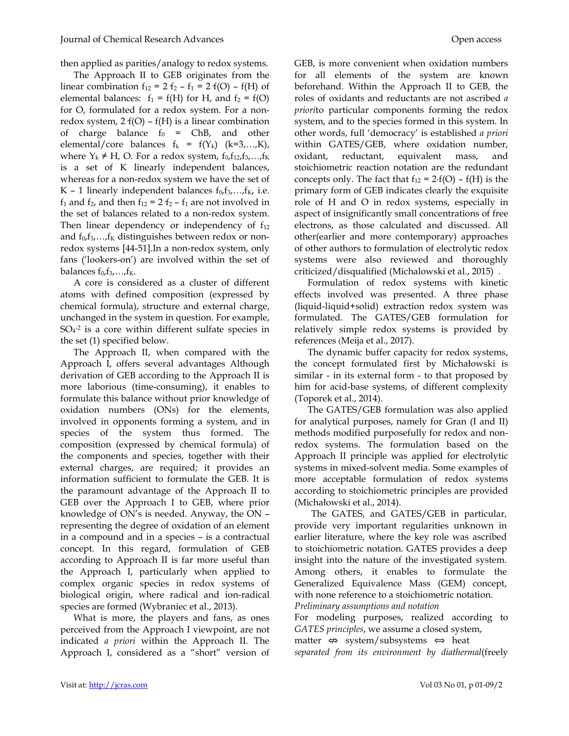then applied as parities/analogy to redox systems.

The Approach II to GEB originates from the linear combination $f_{12} = 2{\cdot}f_2 - f_1 = 2{\cdot}f(O) - f(H)$ of elemental balances: $f_1 = f(H)$ for H, and $f_2 = f(O)$ for O, formulated for a redox system. For a non-redox system, $2{\cdot}f(O) - f(H)$ is a linear combination of charge balance $f_0$ = ChB, and other elemental/core balances $f_k = f(Y_k)$ (k=3,…,K), where $Y_k \neq$ H, O. For a redox system, $f_0,f_{12},f_3,…,f_K$ is a set of K linearly independent balances, whereas for a non-redox system we have the set of K – 1 linearly independent balances $f_0,f_3,…,f_K$, i.e. $f_1$ and $f_2$, and then $f_{12} = 2{\cdot}f_2 - f_1$ are not involved in the set of balances related to a non-redox system. Then linear dependency or independency of $f_{12}$ and $f_0,f_3,…,f_K$ distinguishes between redox or non-redox systems [44-51].In a non-redox system, only fans ('lookers-on') are involved within the set of balances $f_0,f_3,…,f_K$.

A core is considered as a cluster of different atoms with defined composition (expressed by chemical formula), structure and external charge, unchanged in the system in question. For example, $SO_4^{-2}$ is a core within different sulfate species in the set (1) specified below.

The Approach II, when compared with the Approach I, offers several advantages Although derivation of GEB according to the Approach II is more laborious (time-consuming), it enables to formulate this balance without prior knowledge of oxidation numbers (ONs) for the elements, involved in opponents forming a system, and in species of the system thus formed. The composition (expressed by chemical formula) of the components and species, together with their external charges, are required; it provides an information sufficient to formulate the GEB. It is the paramount advantage of the Approach II to GEB over the Approach I to GEB, where prior knowledge of ON's is needed. Anyway, the ON – representing the degree of oxidation of an element in a compound and in a species – is a contractual concept. In this regard, formulation of GEB according to Approach II is far more useful than the Approach I, particularly when applied to complex organic species in redox systems of biological origin, where radical and ion-radical species are formed (Wybraniec et al., 2013).

What is more, the players and fans, as ones perceived from the Approach I viewpoint, are not indicated *a priori* within the Approach II. The Approach I, considered as a "short" version of GEB, is more convenient when oxidation numbers for all elements of the system are known beforehand. Within the Approach II to GEB, the roles of oxidants and reductants are not ascribed *a priori*to particular components forming the redox system, and to the species formed in this system. In other words, full 'democracy' is established *a priori* within GATES/GEB, where oxidation number, oxidant, reductant, equivalent mass, and stoichiometric reaction notation are the redundant concepts only. The fact that $f_{12} = 2{\cdot}f(O) - f(H)$ is the primary form of GEB indicates clearly the exquisite role of H and O in redox systems, especially in aspect of insignificantly small concentrations of free electrons, as those calculated and discussed. All other(earlier and more contemporary) approaches of other authors to formulation of electrolytic redox systems were also reviewed and thoroughly criticized/disqualified (Michalowski et al., 2015) .

Formulation of redox systems with kinetic effects involved was presented. A three phase (liquid-liquid+solid) extraction redox system was formulated. The GATES/GEB formulation for relatively simple redox systems is provided by references (Meija et al., 2017).

The dynamic buffer capacity for redox systems, the concept formulated first by Michałowski is similar - in its external form - to that proposed by him for acid-base systems, of different complexity (Toporek et al., 2014).

The GATES/GEB formulation was also applied for analytical purposes, namely for Gran (I and II) methods modified purposefully for redox and non-redox systems. The formulation based on the Approach II principle was applied for electrolytic systems in mixed-solvent media. Some examples of more acceptable formulation of redox systems according to stoichiometric principles are provided (Michałowski et al., 2014).

The GATES, and GATES/GEB in particular, provide very important regularities unknown in earlier literature, where the key role was ascribed to stoichiometric notation. GATES provides a deep insight into the nature of the investigated system. Among others, it enables to formulate the Generalized Equivalence Mass (GEM) concept, with none reference to a stoichiometric notation.

*Preliminary assumptions and notation*

For modeling purposes, realized according to *GATES principles*, we assume a closed system,

matter $\not\Leftrightarrow$ system/subsystems $\Leftrightarrow$ heat

*separated from its environment by diathermal*(freely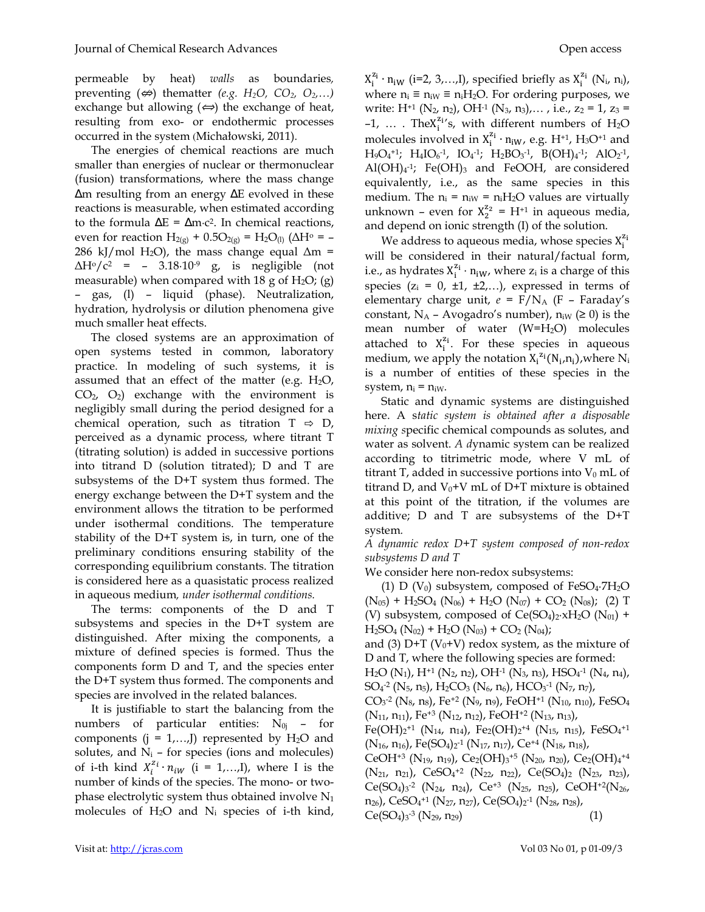permeable by heat) *walls* as boundaries, preventing (⇎) thematter *(e.g. $H_2O$, $CO_2$, $O_2$,…)* exchange but allowing (⟺) the exchange of heat, resulting from exo- or endothermic processes occurred in the system (Michałowski, 2011).

The energies of chemical reactions are much smaller than energies of nuclear or thermonuclear (fusion) transformations, where the mass change Δm resulting from an energy ΔE evolved in these reactions is measurable, when estimated according to the formula $\Delta E = \Delta m \cdot c^2$. In chemical reactions, even for reaction $H_{2(g)} + 0.5O_{2(g)} = H_2O_{(l)}$ ($\Delta H^o$ = – 286 kJ/mol $H_2O$), the mass change equal $\Delta m = \Delta H^o/c^2 = -3.18 \cdot 10^{-9}$ g, is negligible (not measurable) when compared with 18 g of $H_2O$; (g) – gas, (l) – liquid (phase). Neutralization, hydration, hydrolysis or dilution phenomena give much smaller heat effects.

The closed systems are an approximation of open systems tested in common, laboratory practice. In modeling of such systems, it is assumed that an effect of the matter (e.g. $H_2O$, $CO_2$, $O_2$) exchange with the environment is negligibly small during the period designed for a chemical operation, such as titration T ⇨ D, perceived as a dynamic process, where titrant T (titrating solution) is added in successive portions into titrand D (solution titrated); D and T are subsystems of the D+T system thus formed. The energy exchange between the D+T system and the environment allows the titration to be performed under isothermal conditions. The temperature stability of the D+T system is, in turn, one of the preliminary conditions ensuring stability of the corresponding equilibrium constants. The titration is considered here as a quasistatic process realized in aqueous medium, *under isothermal conditions.*

The terms: components of the D and T subsystems and species in the D+T system are distinguished. After mixing the components, a mixture of defined species is formed. Thus the components form D and T, and the species enter the D+T system thus formed. The components and species are involved in the related balances.

It is justifiable to start the balancing from the numbers of particular entities: $N_{0j}$ – for components (j = 1,…,J) represented by $H_2O$ and solutes, and $N_i$ – for species (ions and molecules) of i-th kind $X_i^{z_i} \cdot n_{iW}$ (i = 1,…,I), where I is the number of kinds of the species. The mono- or two-phase electrolytic system thus obtained involve $N_1$ molecules of $H_2O$ and $N_i$ species of i-th kind, $X_i^{z_i} \cdot n_{iW}$ (i=2, 3,…,I), specified briefly as $X_i^{z_i}$ ($N_i$, $n_i$), where $n_i \equiv n_{iW} \equiv n_iH_2O$. For ordering purposes, we write: $H^{+1}$ ($N_2$, $n_2$), $OH^{-1}$ ($N_3$, $n_3$),… , i.e., $z_2 = 1$, $z_3 = -1$, … . The$X_i^{z_i}$'s, with different numbers of $H_2O$ molecules involved in $X_i^{z_i} \cdot n_{iW}$, e.g. $H^{+1}$, $H_3O^{+1}$ and $H_9O_4^{+1}$; $H_4IO_6^{-1}$, $IO_4^{-1}$; $H_2BO_3^{-1}$, $B(OH)_4^{-1}$; $AlO_2^{-1}$, $Al(OH)_4^{-1}$; $Fe(OH)_3$ and $FeOOH$, are considered equivalently, i.e., as the same species in this medium. The $n_i = n_{iW} = n_iH_2O$ values are virtually unknown – even for $X_2^{z_2} = H^{+1}$ in aqueous media, and depend on ionic strength (I) of the solution.

We address to aqueous media, whose species $X_i^{z_i}$ will be considered in their natural/factual form, i.e., as hydrates $X_i^{z_i} \cdot n_{iW}$, where $z_i$ is a charge of this species ($z_i$ = 0, ±1, ±2,…), expressed in terms of elementary charge unit, $e = F/N_A$ (F – Faraday's constant, $N_A$ – Avogadro's number), $n_{iW}$ (≥ 0) is the mean number of water (W=$H_2O$) molecules attached to $X_i^{z_i}$. For these species in aqueous medium, we apply the notation $X_i^{z_i}(N_i,n_i)$,where $N_i$ is a number of entities of these species in the system, $n_i = n_{iW}$.

Static and dynamic systems are distinguished here. A s*tatic system is obtained after a disposable mixing s*pecific chemical compounds as solutes, and water as solvent. *A d*ynamic system can be realized according to titrimetric mode, where V mL of titrant T, added in successive portions into $V_0$ mL of titrand D, and $V_0$+V mL of D+T mixture is obtained at this point of the titration, if the volumes are additive; D and T are subsystems of the D+T system.

*A dynamic redox D+T system composed of non-redox subsystems D and T*

We consider here non-redox subsystems:

(1) D ($V_0$) subsystem, composed of $FeSO_4 \cdot 7H_2O$ ($N_{05}$) + $H_2SO_4$ ($N_{06}$) + $H_2O$ ($N_{07}$) + $CO_2$ ($N_{08}$); (2) T (V) subsystem, composed of $Ce(SO_4)_2 \cdot xH_2O$ ($N_{01}$) + $H_2SO_4$ ($N_{02}$) + $H_2O$ ($N_{03}$) + $CO_2$ ($N_{04}$);
and (3) D+T ($V_0$+V) redox system, as the mixture of D and T, where the following species are formed:
$H_2O$ ($N_1$), $H^{+1}$ ($N_2$, $n_2$), $OH^{-1}$ ($N_3$, $n_3$), $HSO_4^{-1}$ ($N_4$, $n_4$), $SO_4^{-2}$ ($N_5$, $n_5$), $H_2CO_3$ ($N_6$, $n_6$), $HCO_3^{-1}$ ($N_7$, $n_7$), $CO_3^{-2}$ ($N_8$, $n_8$), $Fe^{+2}$ ($N_9$, $n_9$), $FeOH^{+1}$ ($N_{10}$, $n_{10}$), $FeSO_4$ ($N_{11}$, $n_{11}$), $Fe^{+3}$ ($N_{12}$, $n_{12}$), $FeOH^{+2}$ ($N_{13}$, $n_{13}$), $Fe(OH)_2^{+1}$ ($N_{14}$, $n_{14}$), $Fe_2(OH)_2^{+4}$ ($N_{15}$, $n_{15}$), $FeSO_4^{+1}$ ($N_{16}$, $n_{16}$), $Fe(SO_4)_2^{-1}$ ($N_{17}$, $n_{17}$), $Ce^{+4}$ ($N_{18}$, $n_{18}$), $CeOH^{+3}$ ($N_{19}$, $n_{19}$), $Ce_2(OH)_3^{+5}$ ($N_{20}$, $n_{20}$), $Ce_2(OH)_4^{+4}$ ($N_{21}$, $n_{21}$), $CeSO_4^{+2}$ ($N_{22}$, $n_{22}$), $Ce(SO_4)_2$ ($N_{23}$, $n_{23}$), $Ce(SO_4)_3^{-2}$ ($N_{24}$, $n_{24}$), $Ce^{+3}$ ($N_{25}$, $n_{25}$), $CeOH^{+2}$($N_{26}$, $n_{26}$), $CeSO_4^{+1}$ ($N_{27}$, $n_{27}$), $Ce(SO_4)_2^{-1}$ ($N_{28}$, $n_{28}$), $Ce(SO_4)_3^{-3}$ ($N_{29}$, $n_{29}$) (1)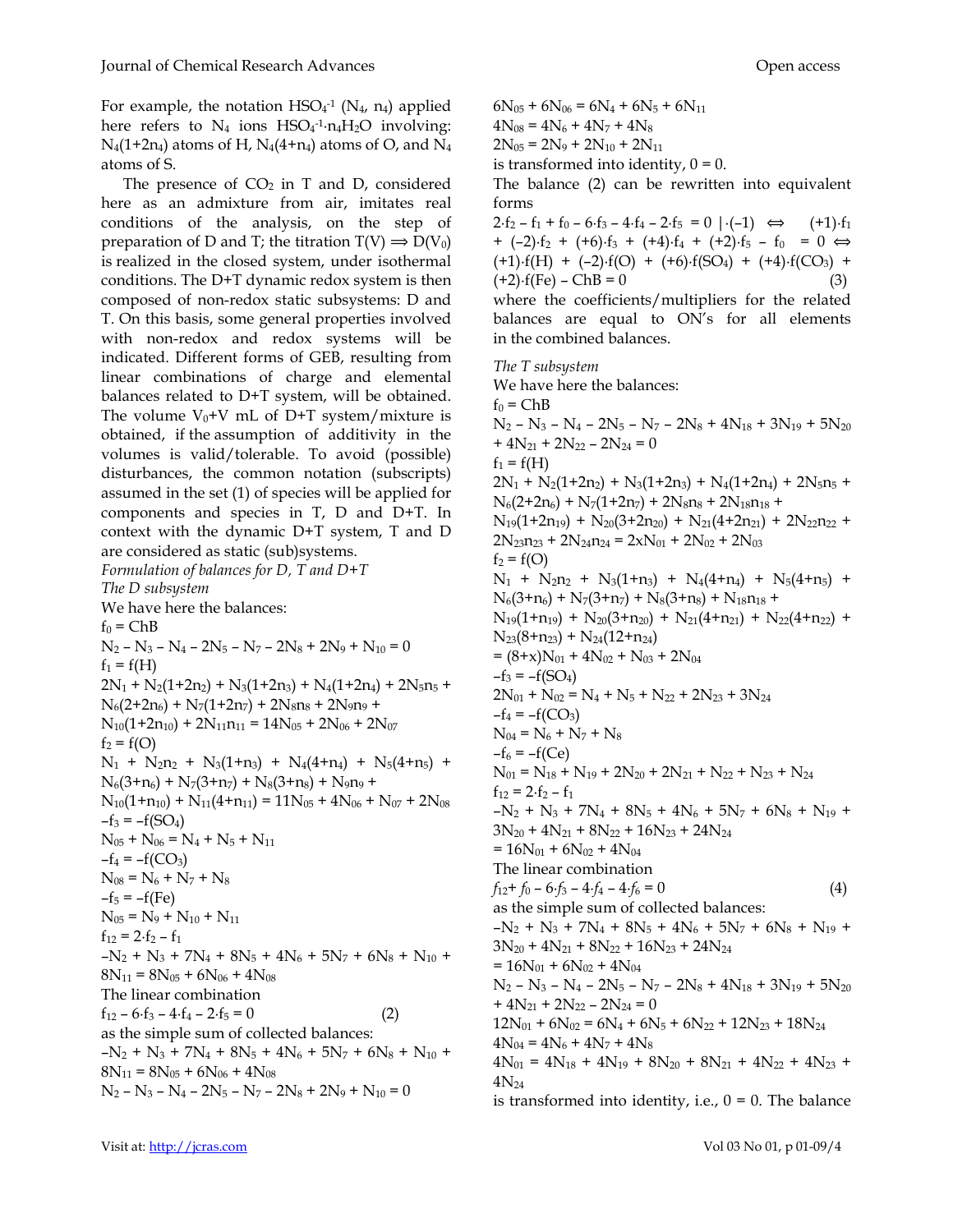For example, the notation $HSO_4^{-1}$ ($N_4$, $n_4$) applied here refers to $N_4$ ions $HSO_4^{-1}\cdot n_4H_2O$ involving: $N_4(1+2n_4)$ atoms of H, $N_4(4+n_4)$ atoms of O, and $N_4$ atoms of S.

The presence of $CO_2$ in T and D, considered here as an admixture from air, imitates real conditions of the analysis, on the step of preparation of D and T; the titration $T(V) \Longrightarrow D(V_0)$ is realized in the closed system, under isothermal conditions. The D+T dynamic redox system is then composed of non-redox static subsystems: D and T. On this basis, some general properties involved with non-redox and redox systems will be indicated. Different forms of GEB, resulting from linear combinations of charge and elemental balances related to D+T system, will be obtained. The volume $V_0+V$ mL of D+T system/mixture is obtained, if the assumption of additivity in the volumes is valid/tolerable. To avoid (possible) disturbances, the common notation (subscripts) assumed in the set (1) of species will be applied for components and species in T, D and D+T. In context with the dynamic D+T system, T and D are considered as static (sub)systems.

*Formulation of balances for D, T and D+T*

*The D subsystem*

We have here the balances:

$f_0$ = ChB

$N_2 - N_3 - N_4 - 2N_5 - N_7 - 2N_8 + 2N_9 + N_{10} = 0$

$f_1$ = f(H)

$2N_1 + N_2(1+2n_2) + N_3(1+2n_3) + N_4(1+2n_4) + 2N_5n_5 + N_6(2+2n_6) + N_7(1+2n_7) + 2N_8n_8 + 2N_9n_9 + N_{10}(1+2n_{10}) + 2N_{11}n_{11} = 14N_{05} + 2N_{06} + 2N_{07}$

$f_2$ = f(O)

$N_1 + N_2n_2 + N_3(1+n_3) + N_4(4+n_4) + N_5(4+n_5) + N_6(3+n_6) + N_7(3+n_7) + N_8(3+n_8) + N_9n_9 + N_{10}(1+n_{10}) + N_{11}(4+n_{11}) = 11N_{05} + 4N_{06} + N_{07} + 2N_{08}$

$-f_3 = -f(SO_4)$

$N_{05} + N_{06} = N_4 + N_5 + N_{11}$

$-f_4 = -f(CO_3)$

$N_{08} = N_6 + N_7 + N_8$

$-f_5 = -f(Fe)$

$N_{05} = N_9 + N_{10} + N_{11}$

$f_{12} = 2\cdot f_2 - f_1$

$-N_2 + N_3 + 7N_4 + 8N_5 + 4N_6 + 5N_7 + 6N_8 + N_{10} + 8N_{11} = 8N_{05} + 6N_{06} + 4N_{08}$

The linear combination

$$f_{12} - 6\cdot f_3 - 4\cdot f_4 - 2\cdot f_5 = 0 \qquad (2)$$

as the simple sum of collected balances:

$-N_2 + N_3 + 7N_4 + 8N_5 + 4N_6 + 5N_7 + 6N_8 + N_{10} + 8N_{11} = 8N_{05} + 6N_{06} + 4N_{08}$

$N_2 - N_3 - N_4 - 2N_5 - N_7 - 2N_8 + 2N_9 + N_{10} = 0$

$6N_{05} + 6N_{06} = 6N_4 + 6N_5 + 6N_{11}$

$4N_{08} = 4N_6 + 4N_7 + 4N_8$

$2N_{05} = 2N_9 + 2N_{10} + 2N_{11}$

is transformed into identity, 0 = 0.

The balance (2) can be rewritten into equivalent forms

$$2\cdot f_2 - f_1 + f_0 - 6\cdot f_3 - 4\cdot f_4 - 2\cdot f_5 = 0 \mid\cdot(-1) \iff (+1)\cdot f_1 + (-2)\cdot f_2 + (+6)\cdot f_3 + (+4)\cdot f_4 + (+2)\cdot f_5 - f_0 = 0 \iff (+1)\cdot f(H) + (-2)\cdot f(O) + (+6)\cdot f(SO_4) + (+4)\cdot f(CO_3) + (+2)\cdot f(Fe) - ChB = 0 \qquad (3)$$

where the coefficients/multipliers for the related balances are equal to ON's for all elements in the combined balances.

*The T subsystem*

We have here the balances:

$f_0$ = ChB

$N_2 - N_3 - N_4 - 2N_5 - N_7 - 2N_8 + 4N_{18} + 3N_{19} + 5N_{20} + 4N_{21} + 2N_{22} - 2N_{24} = 0$

$f_1$ = f(H)

$2N_1 + N_2(1+2n_2) + N_3(1+2n_3) + N_4(1+2n_4) + 2N_5n_5 + N_6(2+2n_6) + N_7(1+2n_7) + 2N_8n_8 + 2N_{18}n_{18} + N_{19}(1+2n_{19}) + N_{20}(3+2n_{20}) + N_{21}(4+2n_{21}) + 2N_{22}n_{22} + 2N_{23}n_{23} + 2N_{24}n_{24} = 2xN_{01} + 2N_{02} + 2N_{03}$

$f_2$ = f(O)

$N_1 + N_2n_2 + N_3(1+n_3) + N_4(4+n_4) + N_5(4+n_5) + N_6(3+n_6) + N_7(3+n_7) + N_8(3+n_8) + N_{18}n_{18} + N_{19}(1+n_{19}) + N_{20}(3+n_{20}) + N_{21}(4+n_{21}) + N_{22}(4+n_{22}) + N_{23}(8+n_{23}) + N_{24}(12+n_{24})$
$= (8+x)N_{01} + 4N_{02} + N_{03} + 2N_{04}$

$-f_3 = -f(SO_4)$

$2N_{01} + N_{02} = N_4 + N_5 + N_{22} + 2N_{23} + 3N_{24}$

$-f_4 = -f(CO_3)$

$N_{04} = N_6 + N_7 + N_8$

$-f_6 = -f(Ce)$

$N_{01} = N_{18} + N_{19} + 2N_{20} + 2N_{21} + N_{22} + N_{23} + N_{24}$

$f_{12} = 2\cdot f_2 - f_1$

$-N_2 + N_3 + 7N_4 + 8N_5 + 4N_6 + 5N_7 + 6N_8 + N_{19} + 3N_{20} + 4N_{21} + 8N_{22} + 16N_{23} + 24N_{24}$
$= 16N_{01} + 6N_{02} + 4N_{04}$

The linear combination

$$f_{12} + f_0 - 6\cdot f_3 - 4\cdot f_4 - 4\cdot f_6 = 0 \qquad (4)$$

as the simple sum of collected balances:

$-N_2 + N_3 + 7N_4 + 8N_5 + 4N_6 + 5N_7 + 6N_8 + N_{19} + 3N_{20} + 4N_{21} + 8N_{22} + 16N_{23} + 24N_{24}$
$= 16N_{01} + 6N_{02} + 4N_{04}$

$N_2 - N_3 - N_4 - 2N_5 - N_7 - 2N_8 + 4N_{18} + 3N_{19} + 5N_{20} + 4N_{21} + 2N_{22} - 2N_{24} = 0$

$12N_{01} + 6N_{02} = 6N_4 + 6N_5 + 6N_{22} + 12N_{23} + 18N_{24}$

$4N_{04} = 4N_6 + 4N_7 + 4N_8$

$4N_{01} = 4N_{18} + 4N_{19} + 8N_{20} + 8N_{21} + 4N_{22} + 4N_{23} + 4N_{24}$

is transformed into identity, i.e., 0 = 0. The balance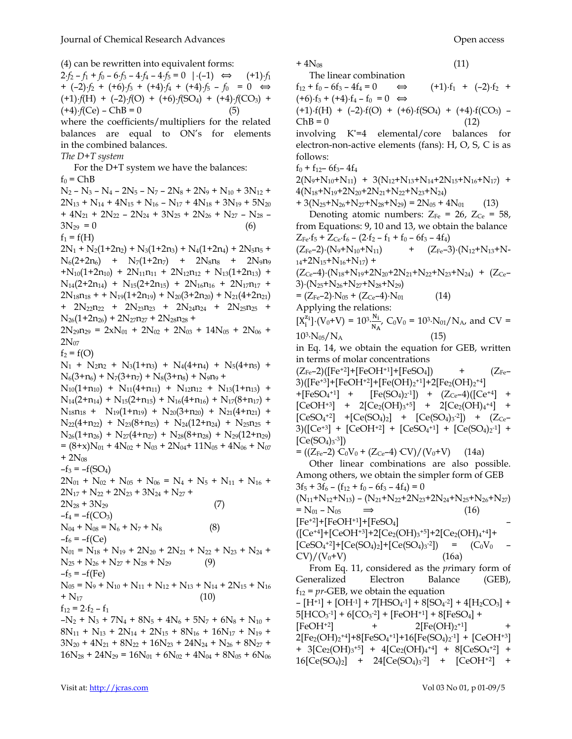(4) can be rewritten into equivalent forms:

$2\cdot f_2 - f_1 + f_0 - 6\cdot f_3 - 4\cdot f_4 - 4\cdot f_5 = 0 \;\; |\cdot(-1) \;\; \Leftrightarrow \;\; (+1)\cdot f_1 + (-2)\cdot f_2 + (+6)\cdot f_3 + (+4)\cdot f_4 + (+4)\cdot f_5 - f_0 = 0 \;\; \Leftrightarrow$

$(+1)\cdot f(\mathrm{H}) + (-2)\cdot f(\mathrm{O}) + (+6)\cdot f(\mathrm{SO_4}) + (+4)\cdot f(\mathrm{CO_3}) + (+4)\cdot f(\mathrm{Ce}) - \mathrm{ChB} = 0 \qquad (5)$

where the coefficients/multipliers for the related balances are equal to ON's for elements in the combined balances.

*The D+T system*

For the D+T system we have the balances:

$f_0 = \mathrm{ChB}$

$N_2 - N_3 - N_4 - 2N_5 - N_7 - 2N_8 + 2N_9 + N_{10} + 3N_{12} + 2N_{13} + N_{14} + 4N_{15} + N_{16} - N_{17} + 4N_{18} + 3N_{19} + 5N_{20} + 4N_{21} + 2N_{22} - 2N_{24} + 3N_{25} + 2N_{26} + N_{27} - N_{28} - 3N_{29} = 0 \qquad (6)$

$f_1 = f(\mathrm{H})$

$2N_1 + N_2(1+2n_2) + N_3(1+2n_3) + N_4(1+2n_4) + 2N_5n_5 + N_6(2+2n_6) + N_7(1+2n_7) + 2N_8n_8 + 2N_9n_9 + N_{10}(1+2n_{10}) + 2N_{11}n_{11} + 2N_{12}n_{12} + N_{13}(1+2n_{13}) + N_{14}(2+2n_{14}) + N_{15}(2+2n_{15}) + 2N_{16}n_{16} + 2N_{17}n_{17} + 2N_{18}n_{18} + + N_{19}(1+2n_{19}) + N_{20}(3+2n_{20}) + N_{21}(4+2n_{21}) + 2N_{22}n_{22} + 2N_{23}n_{23} + 2N_{24}n_{24} + 2N_{25}n_{25} + N_{26}(1+2n_{26}) + 2N_{27}n_{27} + 2N_{28}n_{28} + 2N_{29}n_{29} = 2xN_{01} + 2N_{02} + 2N_{03} + 14N_{05} + 2N_{06} + 2N_{07}$

$f_2 = f(\mathrm{O})$

$N_1 + N_2n_2 + N_3(1+n_3) + N_4(4+n_4) + N_5(4+n_5) + N_6(3+n_6) + N_7(3+n_7) + N_8(3+n_8) + N_9n_9 + N_{10}(1+n_{10}) + N_{11}(4+n_{11}) + N_{12}n_{12} + N_{13}(1+n_{13}) + N_{14}(2+n_{14}) + N_{15}(2+n_{15}) + N_{16}(4+n_{16}) + N_{17}(8+n_{17}) + N_{18}n_{18} + N_{19}(1+n_{19}) + N_{20}(3+n_{20}) + N_{21}(4+n_{21}) + N_{22}(4+n_{22}) + N_{23}(8+n_{23}) + N_{24}(12+n_{24}) + N_{25}n_{25} + N_{26}(1+n_{26}) + N_{27}(4+n_{27}) + N_{28}(8+n_{28}) + N_{29}(12+n_{29}) = (8+x)N_{01} + 4N_{02} + N_{03} + 2N_{04} + 11N_{05} + 4N_{06} + N_{07} + 2N_{08}$

$-f_3 = -f(\mathrm{SO_4})$

$2N_{01} + N_{02} + N_{05} + N_{06} = N_4 + N_5 + N_{11} + N_{16} + 2N_{17} + N_{22} + 2N_{23} + 3N_{24} + N_{27} + 2N_{28} + 3N_{29} \qquad (7)$

$-f_4 = -f(\mathrm{CO_3})$

$N_{04} + N_{08} = N_6 + N_7 + N_8 \qquad (8)$

$-f_6 = -f(\mathrm{Ce})$

$N_{01} = N_{18} + N_{19} + 2N_{20} + 2N_{21} + N_{22} + N_{23} + N_{24} + N_{25} + N_{26} + N_{27} + N_{28} + N_{29} \qquad (9)$

$-f_5 = -f(\mathrm{Fe})$

$N_{05} = N_9 + N_{10} + N_{11} + N_{12} + N_{13} + N_{14} + 2N_{15} + N_{16} + N_{17} \qquad (10)$

$f_{12} = 2\cdot f_2 - f_1$

$-N_2 + N_3 + 7N_4 + 8N_5 + 4N_6 + 5N_7 + 6N_8 + N_{10} + 8N_{11} + N_{13} + 2N_{14} + 2N_{15} + 8N_{16} + 16N_{17} + N_{19} + 3N_{20} + 4N_{21} + 8N_{22} + 16N_{23} + 24N_{24} + N_{26} + 8N_{27} + 16N_{28} + 24N_{29} = 16N_{01} + 6N_{02} + 4N_{04} + 8N_{05} + 6N_{06} + 4N_{08} \qquad (11)$

The linear combination

$f_{12} + f_0 - 6f_3 - 4f_4 = 0 \;\; \Leftrightarrow \;\; (+1)\cdot f_1 + (-2)\cdot f_2 + (+6)\cdot f_3 + (+4)\cdot f_4 - f_0 = 0 \;\; \Leftrightarrow$

$(+1)\cdot f(\mathrm{H}) + (-2)\cdot f(\mathrm{O}) + (+6)\cdot f(\mathrm{SO_4}) + (+4)\cdot f(\mathrm{CO_3}) - \mathrm{ChB} = 0 \qquad (12)$

involving $K^*=4$ elemental/core balances for electron-non-active elements (fans): H, O, S, C is as follows:

$f_0 + f_{12} - 6f_3 - 4f_4$

$2(N_9+N_{10}+N_{11}) + 3(N_{12}+N_{13}+N_{14}+2N_{15}+N_{16}+N_{17}) + 4(N_{18}+N_{19}+2N_{20}+2N_{21}+N_{22}+N_{23}+N_{24}) + 3(N_{25}+N_{26}+N_{27}+N_{28}+N_{29}) = 2N_{05} + 4N_{01} \qquad (13)$

Denoting atomic numbers: $Z_{Fe} = 26$, $Z_{Ce} = 58$, from Equations: 9, 10 and 13, we obtain the balance

$Z_{Fe}\cdot f_5 + Z_{Ce}\cdot f_6 - (2\cdot f_2 - f_1 + f_0 - 6f_3 - 4f_4)$

$(Z_{Fe}-2)\cdot(N_9+N_{10}+N_{11}) + (Z_{Fe}-3)\cdot(N_{12}+N_{13}+N_{14}+2N_{15}+N_{16}+N_{17}) + (Z_{Ce}-4)\cdot(N_{18}+N_{19}+2N_{20}+2N_{21}+N_{22}+N_{23}+N_{24}) + (Z_{Ce}-3)\cdot(N_{25}+N_{26}+N_{27}+N_{28}+N_{29}) = (Z_{Fe}-2)\cdot N_{05} + (Z_{Ce}-4)\cdot N_{01} \qquad (14)$

Applying the relations:

$[X_i^{z_i}]\cdot(V_0+V) = 10^3\cdot\frac{N_i}{N_A}$, $C_0V_0 = 10^3\cdot N_{01}/N_A$, and $CV = 10^3\cdot N_{05}/N_A \qquad (15)$

in Eq. 14, we obtain the equation for GEB, written in terms of molar concentrations

$(Z_{Fe}-2)([Fe^{+2}]+[FeOH^{+1}]+[FeSO_4]) + (Z_{Fe}-3)([Fe^{+3}]+[FeOH^{+2}]+[Fe(OH)_2^{+1}]+2[Fe_2(OH)_2^{+4}] + [FeSO_4^{+1}] + [Fe(SO_4)_2^{-1}]) + (Z_{Ce}-4)([Ce^{+4}] + [CeOH^{+3}] + 2[Ce_2(OH)_3^{+5}] + 2[Ce_2(OH)_4^{+4}] + [CeSO_4^{+2}] + [Ce(SO_4)_2] + [Ce(SO_4)_3^{-2}]) + (Z_{Ce}-3)([Ce^{+3}] + [CeOH^{+2}] + [CeSO_4^{+1}] + [Ce(SO_4)_2^{-1}] + [Ce(SO_4)_3^{-3}])$

$= ((Z_{Fe}-2)\cdot C_0V_0 + (Z_{Ce}-4)\cdot CV)/(V_0+V) \qquad (14a)$

Other linear combinations are also possible. Among others, we obtain the simpler form of GEB

$3f_5 + 3f_6 - (f_{12} + f_0 - 6f_3 - 4f_4) = 0$

$(N_{11}+N_{12}+N_{13}) - (N_{21}+N_{22}+2N_{23}+2N_{24}+N_{25}+N_{26}+N_{27}) = N_{01} - N_{05} \;\; \Rightarrow \qquad (16)$

$[Fe^{+2}]+[FeOH^{+1}]+[FeSO_4] - ([Ce^{+4}]+[CeOH^{+3}]+2[Ce_2(OH)_3^{+5}]+2[Ce_2(OH)_4^{+4}]+[CeSO_4^{+2}]+[Ce(SO_4)_2]+[Ce(SO_4)_3^{-2}]) = (C_0V_0 - CV)/(V_0+V) \qquad (16a)$

From Eq. 11, considered as the *pr*imary form of Generalized Electron Balance (GEB), $f_{12}$ = *pr*-GEB, we obtain the equation

$-[H^{+1}] + [OH^{-1}] + 7[HSO_4^{-1}] + 8[SO_4^{-2}] + 4[H_2CO_3] + 5[HCO_3^{-1}] + 6[CO_3^{-2}] + [FeOH^{+1}] + 8[FeSO_4] + [FeOH^{+2}] + 2[Fe(OH)_2^{+1}] + 2[Fe_2(OH)_2^{+4}]+8[FeSO_4^{+1}]+16[Fe(SO_4)_2^{-1}] + [CeOH^{+3}] + 3[Ce_2(OH)_3^{+5}] + 4[Ce_2(OH)_4^{+4}] + 8[CeSO_4^{+2}] + 16[Ce(SO_4)_2] + 24[Ce(SO_4)_3^{-2}] + [CeOH^{+2}] +$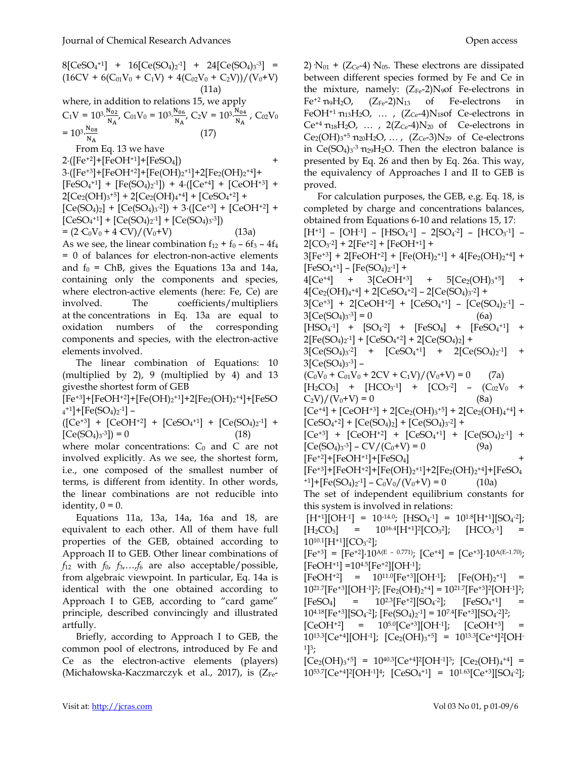$$8[CeSO_4^{+1}] + 16[Ce(SO_4)_2^{-1}] + 24[Ce(SO_4)_3^{-3}] = (16CV + 6(C_{01}V_0 + C_1V) + 4(C_{02}V_0 + C_2V))/(V_0+V) \quad (11a)$$

where, in addition to relations 15, we apply

$$C_1V = 10^3\cdot\frac{N_{02}}{N_A},\ C_{01}V_0 = 10^3\cdot\frac{N_{06}}{N_A},\ C_2V = 10^3\cdot\frac{N_{04}}{N_A},\ C_{02}V_0 = 10^3\cdot\frac{N_{08}}{N_A} \quad (17)$$

From Eq. 13 we have

$$2\cdot([Fe^{+2}]+[FeOH^{+1}]+[FeSO_4]) + 3\cdot([Fe^{+3}]+[FeOH^{+2}]+[Fe(OH)_2^{+1}]+2[Fe_2(OH)_2^{+4}]+[FeSO_4^{+1}] + [Fe(SO_4)_2^{-1}]) + 4\cdot([Ce^{+4}] + [CeOH^{+3}] + 2[Ce_2(OH)_3^{+5}] + 2[Ce_2(OH)_4^{+4}] + [CeSO_4^{+2}] + [Ce(SO_4)_2] + [Ce(SO_4)_3^{-2}]) + 3\cdot([Ce^{+3}] + [CeOH^{+2}] + [CeSO_4^{+1}] + [Ce(SO_4)_2^{-1}] + [Ce(SO_4)_3^{-3}]) = (2\cdot C_0V_0 + 4\cdot CV)/(V_0+V) \quad (13a)$$

As we see, the linear combination $f_{12} + f_0 - 6f_3 - 4f_4 = 0$ of balances for electron-non-active elements and $f_0$ = ChB, gives the Equations 13a and 14a, containing only the components and species, where electron-active elements (here: Fe, Ce) are involved. The coefficients/multipliers at the concentrations in Eq. 13a are equal to oxidation numbers of the corresponding components and species, with the electron-active elements involved.

The linear combination of Equations: 10 (multiplied by 2), 9 (multiplied by 4) and 13 givesthe shortest form of GEB

$$[Fe^{+3}]+[FeOH^{+2}]+[Fe(OH)_2^{+1}]+2[Fe_2(OH)_2^{+4}]+[FeSO_4^{+1}]+[Fe(SO_4)_2^{-1}] - ([Ce^{+3}] + [CeOH^{+2}] + [CeSO_4^{+1}] + [Ce(SO_4)_2^{-1}] + [Ce(SO_4)_3^{-3}]) = 0 \quad (18)$$

where molar concentrations: $C_0$ and $C$ are not involved explicitly. As we see, the shortest form, i.e., one composed of the smallest number of terms, is different from identity. In other words, the linear combinations are not reducible into identity, $0 = 0$.

Equations 11a, 13a, 14a, 16a and 18, are equivalent to each other. All of them have full properties of the GEB, obtained according to Approach II to GEB. Other linear combinations of $f_{12}$ with $f_0$, $f_3$,…,$f_6$ are also acceptable/possible, from algebraic viewpoint. In particular, Eq. 14a is identical with the one obtained according to Approach I to GEB, according to "card game" principle, described convincingly and illustrated artfully.

Briefly, according to Approach I to GEB, the common pool of electrons, introduced by Fe and Ce as the electron-active elements (players) (Michałowska-Kaczmarczyk et al., 2017), is $(Z_{Fe}-2)\cdot N_{01} + (Z_{Ce}-4)\cdot N_{05}$. These electrons are dissipated between different species formed by Fe and Ce in the mixture, namely: $(Z_{Fe}-2)N_9$of Fe-electrons in $Fe^{+2}\cdot n_9H_2O$, $(Z_{Fe}-2)N_{13}$ of Fe-electrons in $FeOH^{+1}\cdot n_{13}H_2O$, … , $(Z_{Ce}-4)N_{18}$of Ce-electrons in $Ce^{+4}\cdot n_{18}H_2O$, … , $2(Z_{Ce}-4)N_{20}$ of Ce-electrons in $Ce_2(OH)_3^{+5}\cdot n_{20}H_2O$, … , $(Z_{Ce}-3)N_{29}$ of Ce-electrons in $Ce(SO_4)_3^{-3}\cdot n_{29}H_2O$. Then the electron balance is presented by Eq. 26 and then by Eq. 26a. This way, the equivalency of Approaches I and II to GEB is proved.

For calculation purposes, the GEB, e.g. Eq. 18, is completed by charge and concentrations balances, obtained from Equations 6-10 and relations 15, 17:

$$[H^{+1}] - [OH^{-1}] - [HSO_4^{-1}] - 2[SO_4^{-2}] - [HCO_3^{-1}] - 2[CO_3^{-2}] + 2[Fe^{+2}] + [FeOH^{+1}] + 3[Fe^{+3}] + 2[FeOH^{+2}] + [Fe(OH)_2^{+1}] + 4[Fe_2(OH)_2^{+4}] + [FeSO_4^{+1}] - [Fe(SO_4)_2^{-1}] + 4[Ce^{+4}] + 3[CeOH^{+3}] + 5[Ce_2(OH)_3^{+5}] + 4[Ce_2(OH)_4^{+4}] + 2[CeSO_4^{+2}] - 2[Ce(SO_4)_3^{-2}] + 3[Ce^{+3}] + 2[CeOH^{+2}] + [CeSO_4^{+1}] - [Ce(SO_4)_2^{-1}] - 3[Ce(SO_4)_3^{-3}] = 0 \quad (6a)$$

$$[HSO_4^{-1}] + [SO_4^{-2}] + [FeSO_4] + [FeSO_4^{+1}] + 2[Fe(SO_4)_2^{-1}] + [CeSO_4^{+2}] + 2[Ce(SO_4)_2] + 3[Ce(SO_4)_3^{-2}] + [CeSO_4^{+1}] + 2[Ce(SO_4)_2^{-1}] + 3[Ce(SO_4)_3^{-3}] - (C_0V_0 + C_{01}V_0 + 2CV + C_1V)/(V_0+V) = 0 \quad (7a)$$

$$[H_2CO_3] + [HCO_3^{-1}] + [CO_3^{-2}] - (C_{02}V_0 + C_2V)/(V_0+V) = 0 \quad (8a)$$

$$[Ce^{+4}] + [CeOH^{+3}] + 2[Ce_2(OH)_3^{+5}] + 2[Ce_2(OH)_4^{+4}] + [CeSO_4^{+2}] + [Ce(SO_4)_2] + [Ce(SO_4)_3^{-2}] + [Ce^{+3}] + [CeOH^{+2}] + [CeSO_4^{+1}] + [Ce(SO_4)_2^{-1}] + [Ce(SO_4)_3^{-3}] - CV/(C_0+V) = 0 \quad (9a)$$

$$[Fe^{+2}]+[FeOH^{+1}]+[FeSO_4] + [Fe^{+3}]+[FeOH^{+2}]+[Fe(OH)_2^{+1}]+2[Fe_2(OH)_2^{+4}]+[FeSO_4^{+1}]+[Fe(SO_4)_2^{-1}] - C_0V_0/(V_0+V) = 0 \quad (10a)$$

The set of independent equilibrium constants for this system is involved in relations:

$[H^{+1}][OH^{-1}] = 10^{-14.0}$; $[HSO_4^{-1}] = 10^{1.8}[H^{+1}][SO_4^{-2}]$; $[H_2CO_3] = 10^{16.4}[H^{+1}]^2[CO_3^{-2}]$; $[HCO_3^{-1}] = 10^{10.1}[H^{+1}][CO_3^{-2}]$;

$[Fe^{+3}] = [Fe^{+2}]\cdot 10^{A(E - 0.771)}$; $[Ce^{+4}] = [Ce^{+3}]\cdot 10^{A(E-1.70)}$; $[FeOH^{+1}] = 10^{4.5}[Fe^{+2}][OH^{-1}]$;

$[FeOH^{+2}] = 10^{11.0}[Fe^{+3}][OH^{-1}]$; $[Fe(OH)_2^{+1}] = 10^{21.7}[Fe^{+3}][OH^{-1}]^2$; $[Fe_2(OH)_2^{+4}] = 10^{21.7}[Fe^{+3}]^2[OH^{-1}]^2$; $[FeSO_4] = 10^{2.3}[Fe^{+2}][SO_4^{-2}]$; $[FeSO_4^{+1}] = 10^{4.18}[Fe^{+3}][SO_4^{-2}]$; $[Fe(SO_4)_2^{-1}] = 10^{7.4}[Fe^{+3}][SO_4^{-2}]^2$;

$[CeOH^{+2}] = 10^{5.0}[Ce^{+3}][OH^{-1}]$; $[CeOH^{+3}] = 10^{13.3}[Ce^{+4}][OH^{-1}]$; $[Ce_2(OH)_3^{+5}] = 10^{13.3}[Ce^{+4}]^2[OH^{-1}]^3$;

$[Ce_2(OH)_3^{+5}] = 10^{40.3}[Ce^{+4}]^2[OH^{-1}]^3$; $[Ce_2(OH)_4^{+4}] = 10^{53.7}[Ce^{+4}]^2[OH^{-1}]^4$; $[CeSO_4^{+1}] = 10^{1.63}[Ce^{+3}][SO_4^{-2}]$;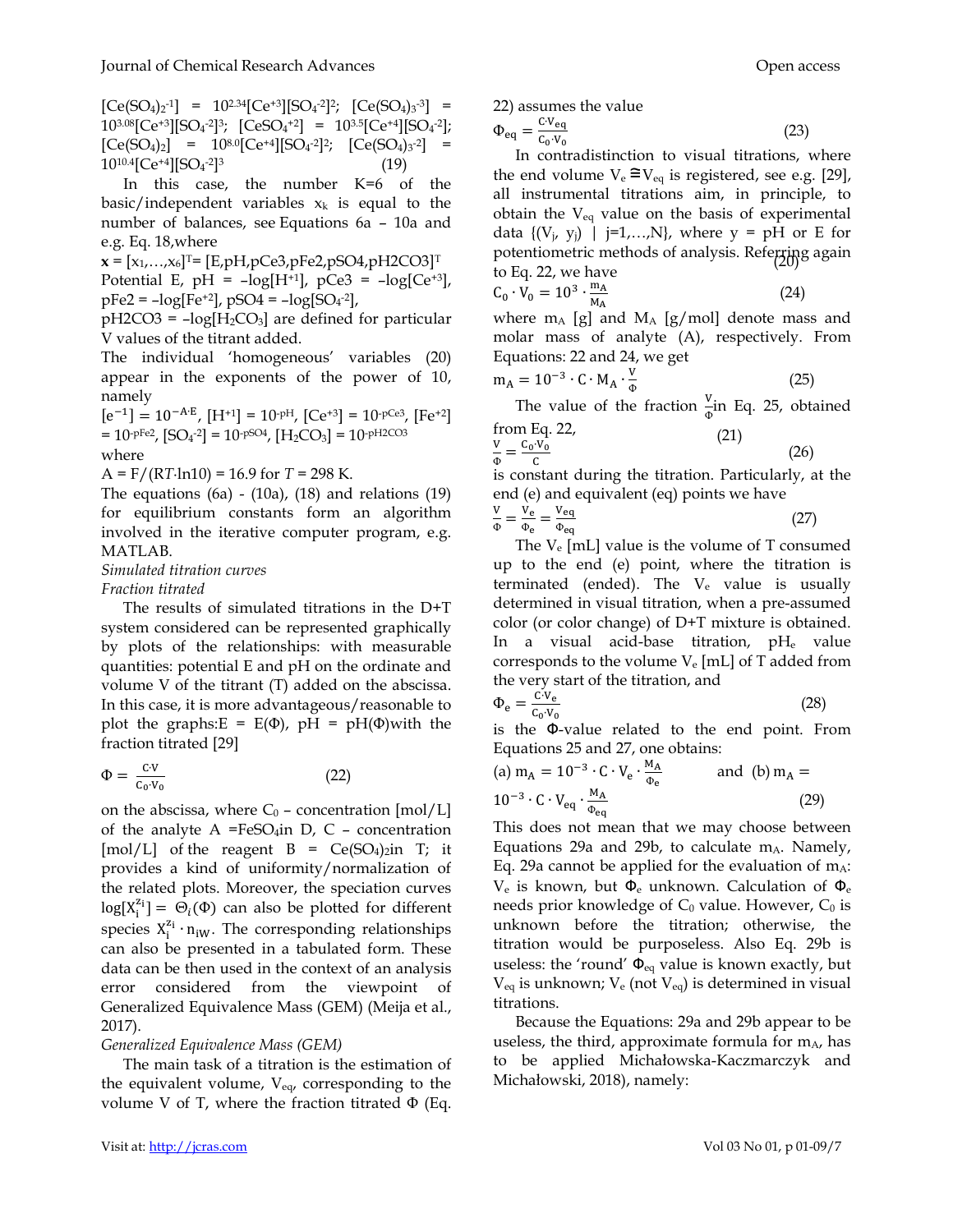$[Ce(SO_4)_2^{-1}] = 10^{2.34}[Ce^{+3}][SO_4^{-2}]^2$; $[Ce(SO_4)_3^{-3}] = 10^{3.08}[Ce^{+3}][SO_4^{-2}]^3$; $[CeSO_4^{+2}] = 10^{3.5}[Ce^{+4}][SO_4^{-2}]$; $[Ce(SO_4)_2] = 10^{8.0}[Ce^{+4}][SO_4^{-2}]^2$; $[Ce(SO_4)_3^{-2}] = 10^{10.4}[Ce^{+4}][SO_4^{-2}]^3$ (19)

In this case, the number K=6 of the basic/independent variables $x_k$ is equal to the number of balances, see Equations 6a – 10a and e.g. Eq. 18, where

$\mathbf{x} = [x_1,\ldots,x_6]^T = [E, pH, pCe3, pFe2, pSO4, pH2CO3]^T$ (20)

Potential E, pH = $-\log[H^{+1}]$, pCe3 = $-\log[Ce^{+3}]$, pFe2 = $-\log[Fe^{+2}]$, pSO4 = $-\log[SO_4^{-2}]$, pH2CO3 = $-\log[H_2CO_3]$ are defined for particular V values of the titrant added.

The individual 'homogeneous' variables (20) appear in the exponents of the power of 10, namely

$[e^{-1}] = 10^{-A\cdot E}$, $[H^{+1}] = 10^{-pH}$, $[Ce^{+3}] = 10^{-pCe3}$, $[Fe^{+2}] = 10^{-pFe2}$, $[SO_4^{-2}] = 10^{-pSO4}$, $[H_2CO_3] = 10^{-pH2CO3}$ (21)

where

$A = F/(RT\cdot\ln 10) = 16.9$ for $T = 298$ K.

The equations (6a) - (10a), (18) and relations (19) for equilibrium constants form an algorithm involved in the iterative computer program, e.g. MATLAB.

*Simulated titration curves*

*Fraction titrated*

The results of simulated titrations in the D+T system considered can be represented graphically by plots of the relationships: with measurable quantities: potential E and pH on the ordinate and volume V of the titrant (T) added on the abscissa. In this case, it is more advantageous/reasonable to plot the graphs: E = E(Φ), pH = pH(Φ) with the fraction titrated [29]

$$\Phi = \frac{C\cdot V}{C_0\cdot V_0} \quad (22)$$

on the abscissa, where $C_0$ – concentration [mol/L] of the analyte A = $FeSO_4$ in D, C – concentration [mol/L] of the reagent B = $Ce(SO_4)_2$ in T; it provides a kind of uniformity/normalization of the related plots. Moreover, the speciation curves $\log[X_i^{z_i}] = \Theta_i(\Phi)$ can also be plotted for different species $X_i^{z_i}\cdot n_{iW}$. The corresponding relationships can also be presented in a tabulated form. These data can be then used in the context of an analysis error considered from the viewpoint of Generalized Equivalence Mass (GEM) (Meija et al., 2017).

*Generalized Equivalence Mass (GEM)*

The main task of a titration is the estimation of the equivalent volume, $V_{eq}$, corresponding to the volume V of T, where the fraction titrated Φ (Eq. 22) assumes the value

$$\Phi_{eq} = \frac{C\cdot V_{eq}}{C_0\cdot V_0} \quad (23)$$

In contradistinction to visual titrations, where the end volume $V_e \cong V_{eq}$ is registered, see e.g. [29], all instrumental titrations aim, in principle, to obtain the $V_{eq}$ value on the basis of experimental data $\{(V_j, y_j) \mid j=1,\ldots,N\}$, where y = pH or E for potentiometric methods of analysis. Referring again to Eq. 22, we have

$$C_0\cdot V_0 = 10^3\cdot\frac{m_A}{M_A} \quad (24)$$

where $m_A$ [g] and $M_A$ [g/mol] denote mass and molar mass of analyte (A), respectively. From Equations: 22 and 24, we get

$$m_A = 10^{-3}\cdot C\cdot M_A\cdot\frac{V}{\Phi} \quad (25)$$

The value of the fraction $\frac{V}{\Phi}$ in Eq. 25, obtained from Eq. 22,

$$\frac{V}{\Phi} = \frac{C_0\cdot V_0}{C} \quad (26)$$

is constant during the titration. Particularly, at the end (e) and equivalent (eq) points we have

$$\frac{V}{\Phi} = \frac{V_e}{\Phi_e} = \frac{V_{eq}}{\Phi_{eq}} \quad (27)$$

The $V_e$ [mL] value is the volume of T consumed up to the end (e) point, where the titration is terminated (ended). The $V_e$ value is usually determined in visual titration, when a pre-assumed color (or color change) of D+T mixture is obtained. In a visual acid-base titration, $pH_e$ value corresponds to the volume $V_e$ [mL] of T added from the very start of the titration, and

$$\Phi_e = \frac{C\cdot V_e}{C_0\cdot V_0} \quad (28)$$

is the Φ-value related to the end point. From Equations 25 and 27, one obtains:

$$\text{(a) } m_A = 10^{-3}\cdot C\cdot V_e\cdot\frac{M_A}{\Phi_e} \quad \text{and} \quad \text{(b) } m_A = 10^{-3}\cdot C\cdot V_{eq}\cdot\frac{M_A}{\Phi_{eq}} \quad (29)$$

This does not mean that we may choose between Equations 29a and 29b, to calculate $m_A$. Namely, Eq. 29a cannot be applied for the evaluation of $m_A$: $V_e$ is known, but $\Phi_e$ unknown. Calculation of $\Phi_e$ needs prior knowledge of $C_0$ value. However, $C_0$ is unknown before the titration; otherwise, the titration would be purposeless. Also Eq. 29b is useless: the 'round' $\Phi_{eq}$ value is known exactly, but $V_{eq}$ is unknown; $V_e$ (not $V_{eq}$) is determined in visual titrations.

Because the Equations: 29a and 29b appear to be useless, the third, approximate formula for $m_A$, has to be applied Michałowska-Kaczmarczyk and Michałowski, 2018), namely: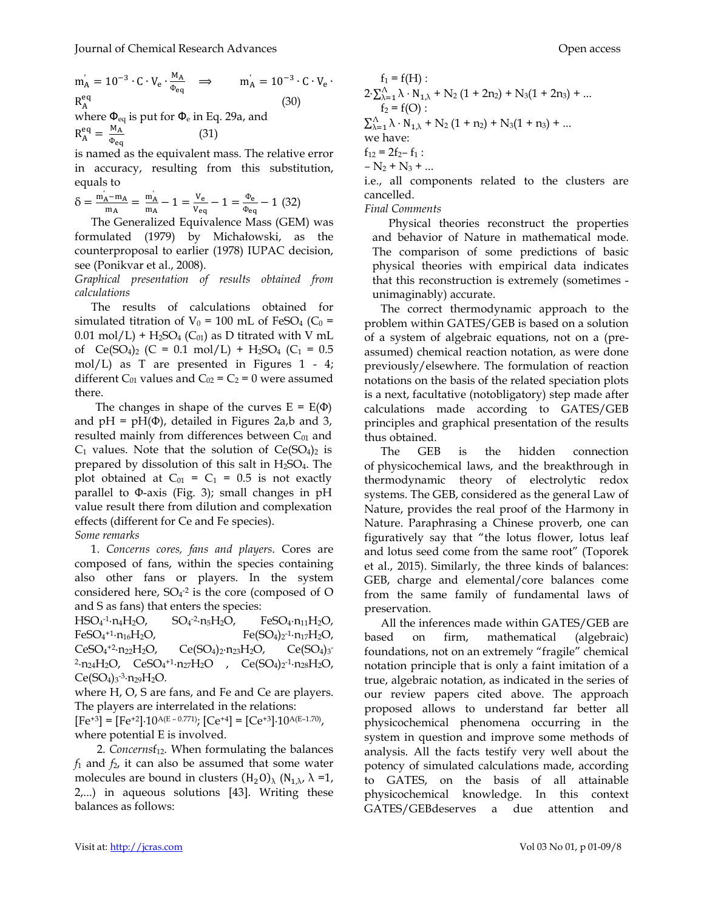$$m'_A = 10^{-3} \cdot C \cdot V_e \cdot \frac{M_A}{\Phi_{eq}} \quad \Rightarrow \quad m'_A = 10^{-3} \cdot C \cdot V_e \cdot R_A^{eq} \quad (30)$$

where $\Phi_{eq}$ is put for $\Phi_e$ in Eq. 29a, and

$$R_A^{eq} = \frac{M_A}{\Phi_{eq}} \quad (31)$$

is named as the equivalent mass. The relative error in accuracy, resulting from this substitution, equals to

$$\delta = \frac{m'_A - m_A}{m_A} = \frac{m'_A}{m_A} - 1 = \frac{V_e}{V_{eq}} - 1 = \frac{\Phi_e}{\Phi_{eq}} - 1 \quad (32)$$

The Generalized Equivalence Mass (GEM) was formulated (1979) by Michałowski, as the counterproposal to earlier (1978) IUPAC decision, see (Ponikvar et al., 2008).

*Graphical presentation of results obtained from calculations*

The results of calculations obtained for simulated titration of $V_0$ = 100 mL of $FeSO_4$ ($C_0$ = 0.01 mol/L) + $H_2SO_4$ ($C_{01}$) as D titrated with V mL of $Ce(SO_4)_2$ (C = 0.1 mol/L) + $H_2SO_4$ ($C_1$ = 0.5 mol/L) as T are presented in Figures 1 - 4; different $C_{01}$ values and $C_{02} = C_2 = 0$ were assumed there.

The changes in shape of the curves $E = E(\Phi)$ and $pH = pH(\Phi)$, detailed in Figures 2a,b and 3, resulted mainly from differences between $C_{01}$ and $C_1$ values. Note that the solution of $Ce(SO_4)_2$ is prepared by dissolution of this salt in $H_2SO_4$. The plot obtained at $C_{01} = C_1 = 0.5$ is not exactly parallel to Φ-axis (Fig. 3); small changes in pH value result there from dilution and complexation effects (different for Ce and Fe species).

*Some remarks*

1. *Concerns cores, fans and players*. Cores are composed of fans, within the species containing also other fans or players. In the system considered here, $SO_4^{-2}$ is the core (composed of O and S as fans) that enters the species:

$HSO_4^{-1} \cdot n_4H_2O$, $SO_4^{-2} \cdot n_5H_2O$, $FeSO_4 \cdot n_{11}H_2O$, $FeSO_4^{+1} \cdot n_{16}H_2O$, $Fe(SO_4)_2^{-1} \cdot n_{17}H_2O$, $CeSO_4^{+2} \cdot n_{22}H_2O$, $Ce(SO_4)_2 \cdot n_{23}H_2O$, $Ce(SO_4)_3^{-2} \cdot n_{24}H_2O$, $CeSO_4^{+1} \cdot n_{27}H_2O$ , $Ce(SO_4)_2^{-1} \cdot n_{28}H_2O$, $Ce(SO_4)_3^{-3} \cdot n_{29}H_2O$.

where H, O, S are fans, and Fe and Ce are players. The players are interrelated in the relations:

$[Fe^{+3}] = [Fe^{+2}] \cdot 10^{A(E - 0.771)}$; $[Ce^{+4}] = [Ce^{+3}] \cdot 10^{A(E - 1.70)}$,

where potential E is involved.

2. *Concerns* $f_{12}$. When formulating the balances $f_1$ and $f_2$, it can also be assumed that some water molecules are bound in clusters $(H_2O)_\lambda$ ($N_{1,\lambda}$, λ =1, 2,...) in aqueous solutions [43]. Writing these balances as follows:

$f_1 = f(H)$ :

$2 \cdot \sum_{\lambda=1}^{\Lambda} \lambda \cdot N_{1,\lambda} + N_2 (1 + 2n_2) + N_3(1 + 2n_3) + \ldots$

$f_2 = f(O)$ :

$\sum_{\lambda=1}^{\Lambda} \lambda \cdot N_{1,\lambda} + N_2 (1 + n_2) + N_3(1 + n_3) + \ldots$

we have:

$f_{12} = 2f_2 - f_1$ :

$- N_2 + N_3 + \ldots$

i.e., all components related to the clusters are cancelled.

*Final Comments*

Physical theories reconstruct the properties and behavior of Nature in mathematical mode. The comparison of some predictions of basic physical theories with empirical data indicates that this reconstruction is extremely (sometimes - unimaginably) accurate.

The correct thermodynamic approach to the problem within GATES/GEB is based on a solution of a system of algebraic equations, not on a (pre-assumed) chemical reaction notation, as were done previously/elsewhere. The formulation of reaction notations on the basis of the related speciation plots is a next, facultative (notobligatory) step made after calculations made according to GATES/GEB principles and graphical presentation of the results thus obtained.

The GEB is the hidden connection of physicochemical laws, and the breakthrough in thermodynamic theory of electrolytic redox systems. The GEB, considered as the general Law of Nature, provides the real proof of the Harmony in Nature. Paraphrasing a Chinese proverb, one can figuratively say that "the lotus flower, lotus leaf and lotus seed come from the same root" (Toporek et al., 2015). Similarly, the three kinds of balances: GEB, charge and elemental/core balances come from the same family of fundamental laws of preservation.

All the inferences made within GATES/GEB are based on firm, mathematical (algebraic) foundations, not on an extremely "fragile" chemical notation principle that is only a faint imitation of a true, algebraic notation, as indicated in the series of our review papers cited above. The approach proposed allows to understand far better all physicochemical phenomena occurring in the system in question and improve some methods of analysis. All the facts testify very well about the potency of simulated calculations made, according to GATES, on the basis of all attainable physicochemical knowledge. In this context GATES/GEBdeserves a due attention and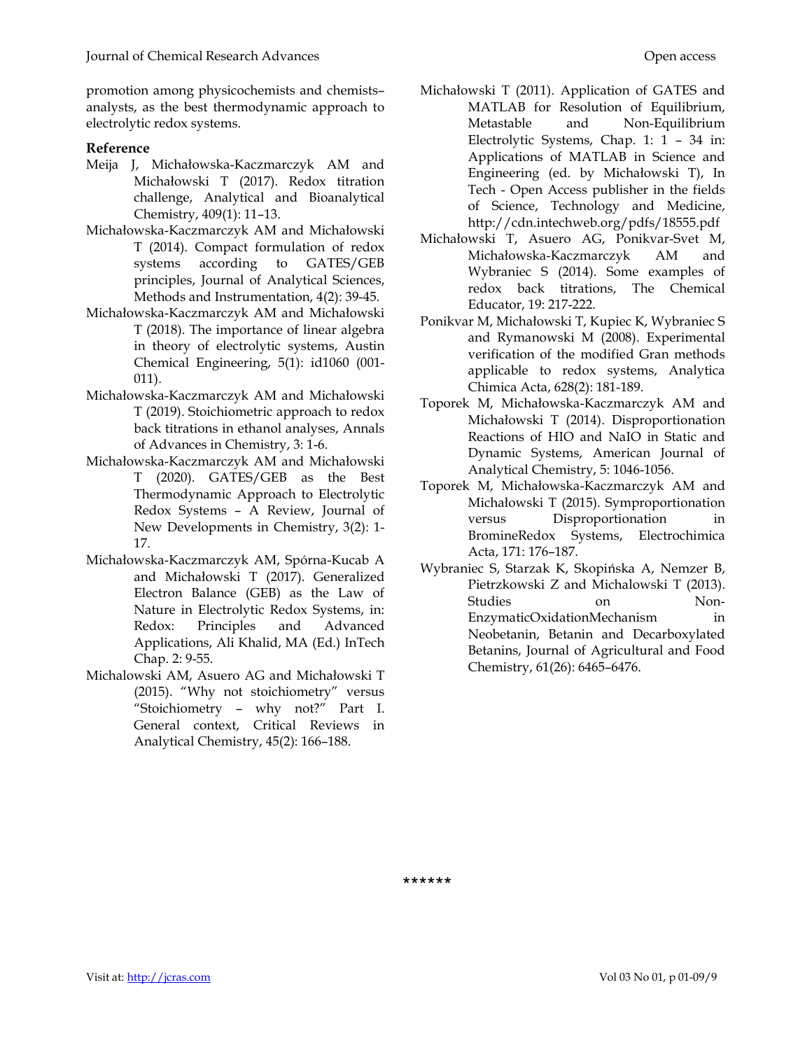promotion among physicochemists and chemists–analysts, as the best thermodynamic approach to electrolytic redox systems.

## Reference

Meija J, Michałowska-Kaczmarczyk AM and Michałowski T (2017). Redox titration challenge, Analytical and Bioanalytical Chemistry, 409(1): 11–13.

Michałowska-Kaczmarczyk AM and Michałowski T (2014). Compact formulation of redox systems according to GATES/GEB principles, Journal of Analytical Sciences, Methods and Instrumentation, 4(2): 39-45.

Michałowska-Kaczmarczyk AM and Michałowski T (2018). The importance of linear algebra in theory of electrolytic systems, Austin Chemical Engineering, 5(1): id1060 (001-011).

Michałowska-Kaczmarczyk AM and Michałowski T (2019). Stoichiometric approach to redox back titrations in ethanol analyses, Annals of Advances in Chemistry, 3: 1-6.

Michałowska-Kaczmarczyk AM and Michałowski T (2020). GATES/GEB as the Best Thermodynamic Approach to Electrolytic Redox Systems – A Review, Journal of New Developments in Chemistry, 3(2): 1-17.

Michałowska-Kaczmarczyk AM, Spórna-Kucab A and Michałowski T (2017). Generalized Electron Balance (GEB) as the Law of Nature in Electrolytic Redox Systems, in: Redox: Principles and Advanced Applications, Ali Khalid, MA (Ed.) InTech Chap. 2: 9-55.

Michalowski AM, Asuero AG and Michałowski T (2015). "Why not stoichiometry" versus "Stoichiometry – why not?" Part I. General context, Critical Reviews in Analytical Chemistry, 45(2): 166–188.

Michałowski T (2011). Application of GATES and MATLAB for Resolution of Equilibrium, Metastable and Non-Equilibrium Electrolytic Systems, Chap. 1: 1 – 34 in: Applications of MATLAB in Science and Engineering (ed. by Michałowski T), In Tech - Open Access publisher in the fields of Science, Technology and Medicine, http://cdn.intechweb.org/pdfs/18555.pdf

Michałowski T, Asuero AG, Ponikvar-Svet M, Michałowska-Kaczmarczyk AM and Wybraniec S (2014). Some examples of redox back titrations, The Chemical Educator, 19: 217-222.

Ponikvar M, Michałowski T, Kupiec K, Wybraniec S and Rymanowski M (2008). Experimental verification of the modified Gran methods applicable to redox systems, Analytica Chimica Acta, 628(2): 181-189.

Toporek M, Michałowska-Kaczmarczyk AM and Michałowski T (2014). Disproportionation Reactions of HIO and NaIO in Static and Dynamic Systems, American Journal of Analytical Chemistry, 5: 1046-1056.

Toporek M, Michałowska-Kaczmarczyk AM and Michałowski T (2015). Symproportionation versus Disproportionation in BromineRedox Systems, Electrochimica Acta, 171: 176–187.

Wybraniec S, Starzak K, Skopińska A, Nemzer B, Pietrzkowski Z and Michalowski T (2013). Studies on Non-EnzymaticOxidationMechanism in Neobetanin, Betanin and Decarboxylated Betanins, Journal of Agricultural and Food Chemistry, 61(26): 6465–6476.

******